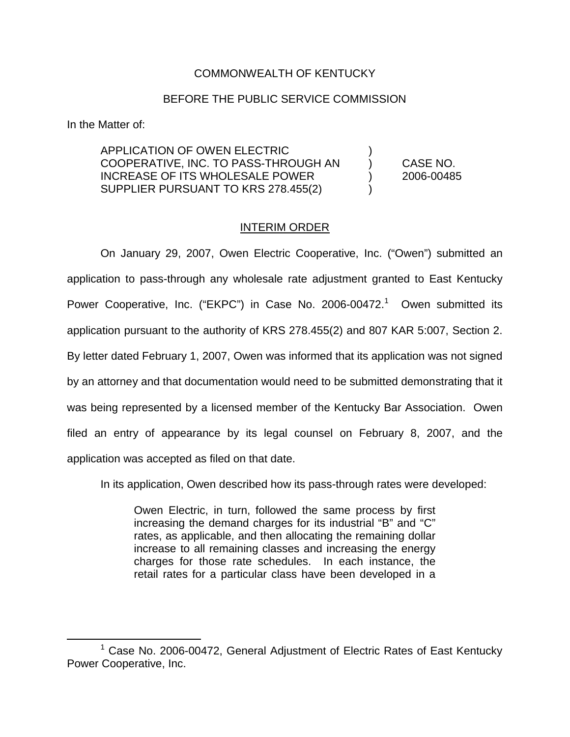COMMONWEALTH OF KENTUCKY

BEFORE THE PUBLIC SERVICE COMMISSION

In the Matter of:

| | | |
|---|---|---|
| APPLICATION OF OWEN ELECTRIC COOPERATIVE, INC. TO PASS-THROUGH AN INCREASE OF ITS WHOLESALE POWER SUPPLIER PURSUANT TO KRS 278.455(2) | ) | CASE NO. 2006-00485 |

INTERIM ORDER

On January 29, 2007, Owen Electric Cooperative, Inc. ("Owen") submitted an application to pass-through any wholesale rate adjustment granted to East Kentucky Power Cooperative, Inc. ("EKPC") in Case No. 2006-00472.[1] Owen submitted its application pursuant to the authority of KRS 278.455(2) and 807 KAR 5:007, Section 2. By letter dated February 1, 2007, Owen was informed that its application was not signed by an attorney and that documentation would need to be submitted demonstrating that it was being represented by a licensed member of the Kentucky Bar Association. Owen filed an entry of appearance by its legal counsel on February 8, 2007, and the application was accepted as filed on that date.

In its application, Owen described how its pass-through rates were developed:

> Owen Electric, in turn, followed the same process by first increasing the demand charges for its industrial "B" and "C" rates, as applicable, and then allocating the remaining dollar increase to all remaining classes and increasing the energy charges for those rate schedules. In each instance, the retail rates for a particular class have been developed in a

[1] Case No. 2006-00472, General Adjustment of Electric Rates of East Kentucky Power Cooperative, Inc.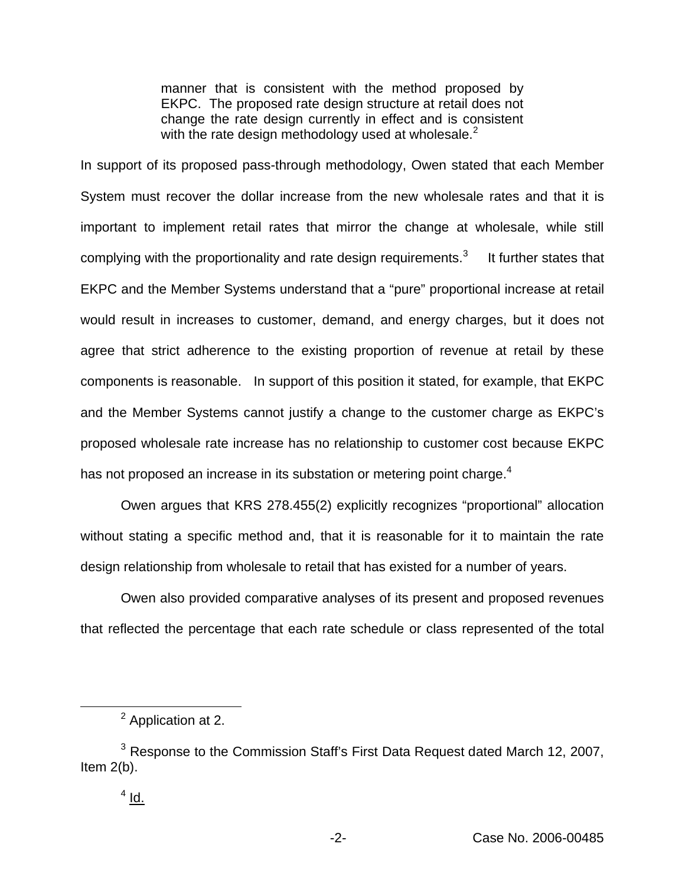> manner that is consistent with the method proposed by EKPC. The proposed rate design structure at retail does not change the rate design currently in effect and is consistent with the rate design methodology used at wholesale.[2]

In support of its proposed pass-through methodology, Owen stated that each Member System must recover the dollar increase from the new wholesale rates and that it is important to implement retail rates that mirror the change at wholesale, while still complying with the proportionality and rate design requirements.[3] It further states that EKPC and the Member Systems understand that a "pure" proportional increase at retail would result in increases to customer, demand, and energy charges, but it does not agree that strict adherence to the existing proportion of revenue at retail by these components is reasonable. In support of this position it stated, for example, that EKPC and the Member Systems cannot justify a change to the customer charge as EKPC's proposed wholesale rate increase has no relationship to customer cost because EKPC has not proposed an increase in its substation or metering point charge.[4]

Owen argues that KRS 278.455(2) explicitly recognizes "proportional" allocation without stating a specific method and, that it is reasonable for it to maintain the rate design relationship from wholesale to retail that has existed for a number of years.

Owen also provided comparative analyses of its present and proposed revenues that reflected the percentage that each rate schedule or class represented of the total

---

[2] Application at 2.

[3] Response to the Commission Staff's First Data Request dated March 12, 2007, Item 2(b).

[4] Id.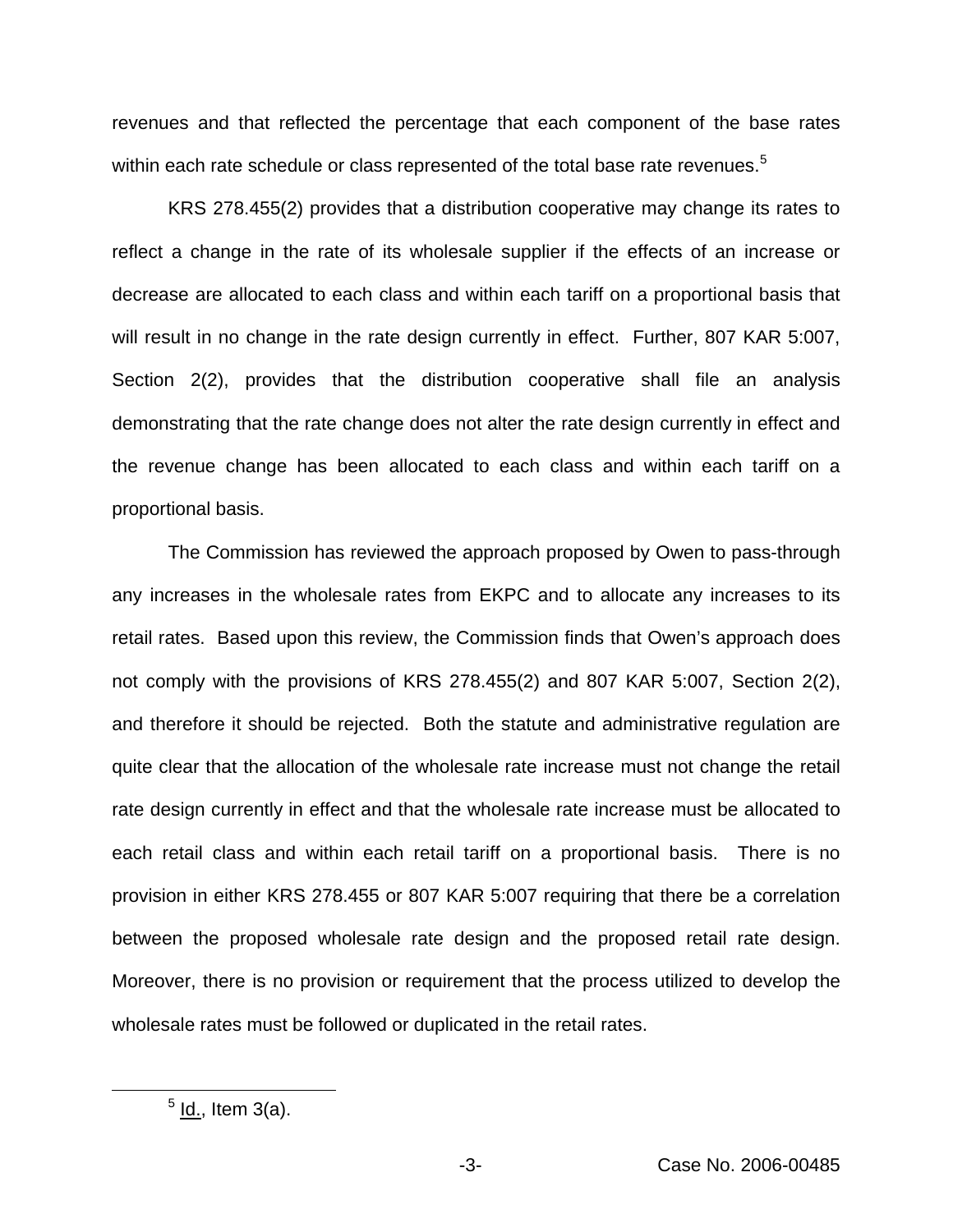revenues and that reflected the percentage that each component of the base rates within each rate schedule or class represented of the total base rate revenues.[5]

KRS 278.455(2) provides that a distribution cooperative may change its rates to reflect a change in the rate of its wholesale supplier if the effects of an increase or decrease are allocated to each class and within each tariff on a proportional basis that will result in no change in the rate design currently in effect. Further, 807 KAR 5:007, Section 2(2), provides that the distribution cooperative shall file an analysis demonstrating that the rate change does not alter the rate design currently in effect and the revenue change has been allocated to each class and within each tariff on a proportional basis.

The Commission has reviewed the approach proposed by Owen to pass-through any increases in the wholesale rates from EKPC and to allocate any increases to its retail rates. Based upon this review, the Commission finds that Owen's approach does not comply with the provisions of KRS 278.455(2) and 807 KAR 5:007, Section 2(2), and therefore it should be rejected. Both the statute and administrative regulation are quite clear that the allocation of the wholesale rate increase must not change the retail rate design currently in effect and that the wholesale rate increase must be allocated to each retail class and within each retail tariff on a proportional basis. There is no provision in either KRS 278.455 or 807 KAR 5:007 requiring that there be a correlation between the proposed wholesale rate design and the proposed retail rate design. Moreover, there is no provision or requirement that the process utilized to develop the wholesale rates must be followed or duplicated in the retail rates.

---

[5] Id., Item 3(a).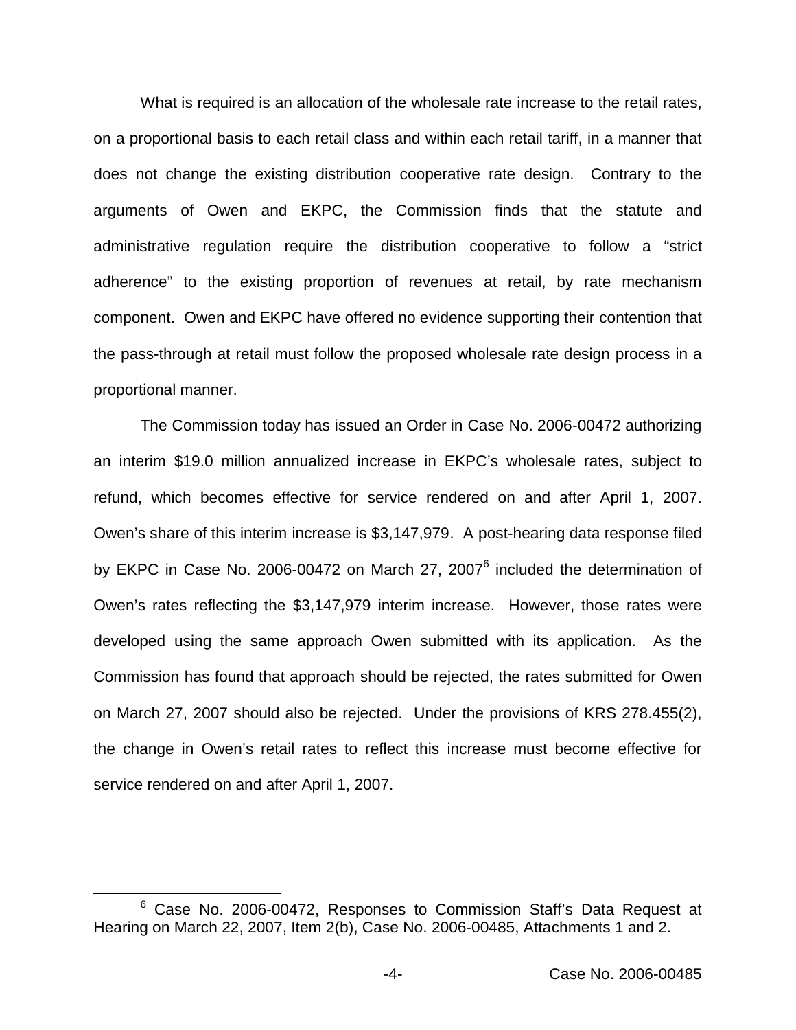What is required is an allocation of the wholesale rate increase to the retail rates, on a proportional basis to each retail class and within each retail tariff, in a manner that does not change the existing distribution cooperative rate design. Contrary to the arguments of Owen and EKPC, the Commission finds that the statute and administrative regulation require the distribution cooperative to follow a "strict adherence" to the existing proportion of revenues at retail, by rate mechanism component. Owen and EKPC have offered no evidence supporting their contention that the pass-through at retail must follow the proposed wholesale rate design process in a proportional manner.

The Commission today has issued an Order in Case No. 2006-00472 authorizing an interim $19.0 million annualized increase in EKPC's wholesale rates, subject to refund, which becomes effective for service rendered on and after April 1, 2007. Owen's share of this interim increase is $3,147,979. A post-hearing data response filed by EKPC in Case No. 2006-00472 on March 27, 2007[6] included the determination of Owen's rates reflecting the $3,147,979 interim increase. However, those rates were developed using the same approach Owen submitted with its application. As the Commission has found that approach should be rejected, the rates submitted for Owen on March 27, 2007 should also be rejected. Under the provisions of KRS 278.455(2), the change in Owen's retail rates to reflect this increase must become effective for service rendered on and after April 1, 2007.

[6] Case No. 2006-00472, Responses to Commission Staff's Data Request at Hearing on March 22, 2007, Item 2(b), Case No. 2006-00485, Attachments 1 and 2.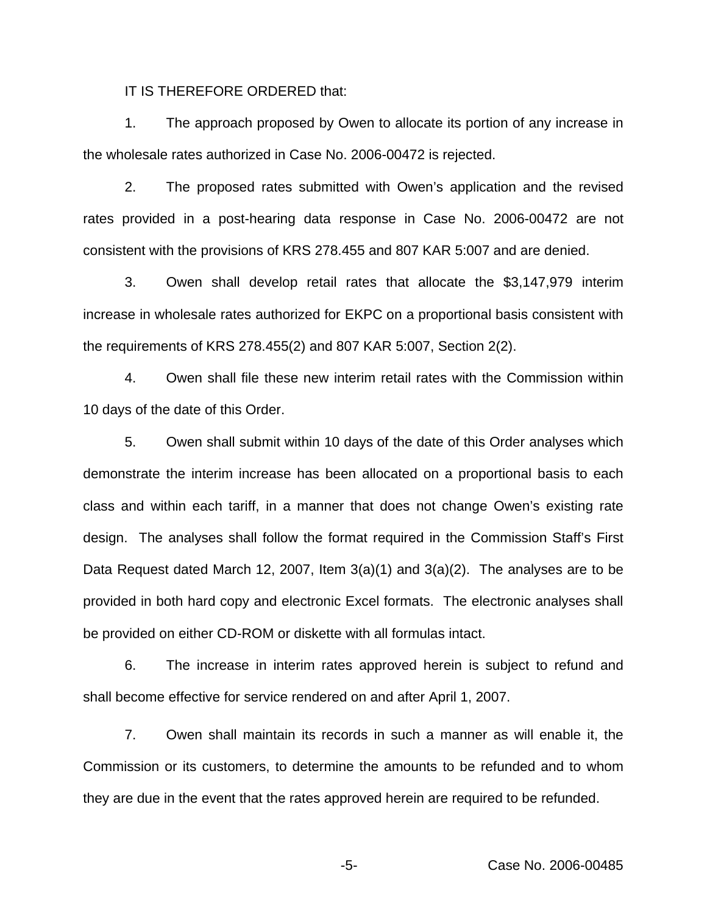IT IS THEREFORE ORDERED that:

1. The approach proposed by Owen to allocate its portion of any increase in the wholesale rates authorized in Case No. 2006-00472 is rejected.

2. The proposed rates submitted with Owen's application and the revised rates provided in a post-hearing data response in Case No. 2006-00472 are not consistent with the provisions of KRS 278.455 and 807 KAR 5:007 and are denied.

3. Owen shall develop retail rates that allocate the $3,147,979 interim increase in wholesale rates authorized for EKPC on a proportional basis consistent with the requirements of KRS 278.455(2) and 807 KAR 5:007, Section 2(2).

4. Owen shall file these new interim retail rates with the Commission within 10 days of the date of this Order.

5. Owen shall submit within 10 days of the date of this Order analyses which demonstrate the interim increase has been allocated on a proportional basis to each class and within each tariff, in a manner that does not change Owen's existing rate design. The analyses shall follow the format required in the Commission Staff's First Data Request dated March 12, 2007, Item 3(a)(1) and 3(a)(2). The analyses are to be provided in both hard copy and electronic Excel formats. The electronic analyses shall be provided on either CD-ROM or diskette with all formulas intact.

6. The increase in interim rates approved herein is subject to refund and shall become effective for service rendered on and after April 1, 2007.

7. Owen shall maintain its records in such a manner as will enable it, the Commission or its customers, to determine the amounts to be refunded and to whom they are due in the event that the rates approved herein are required to be refunded.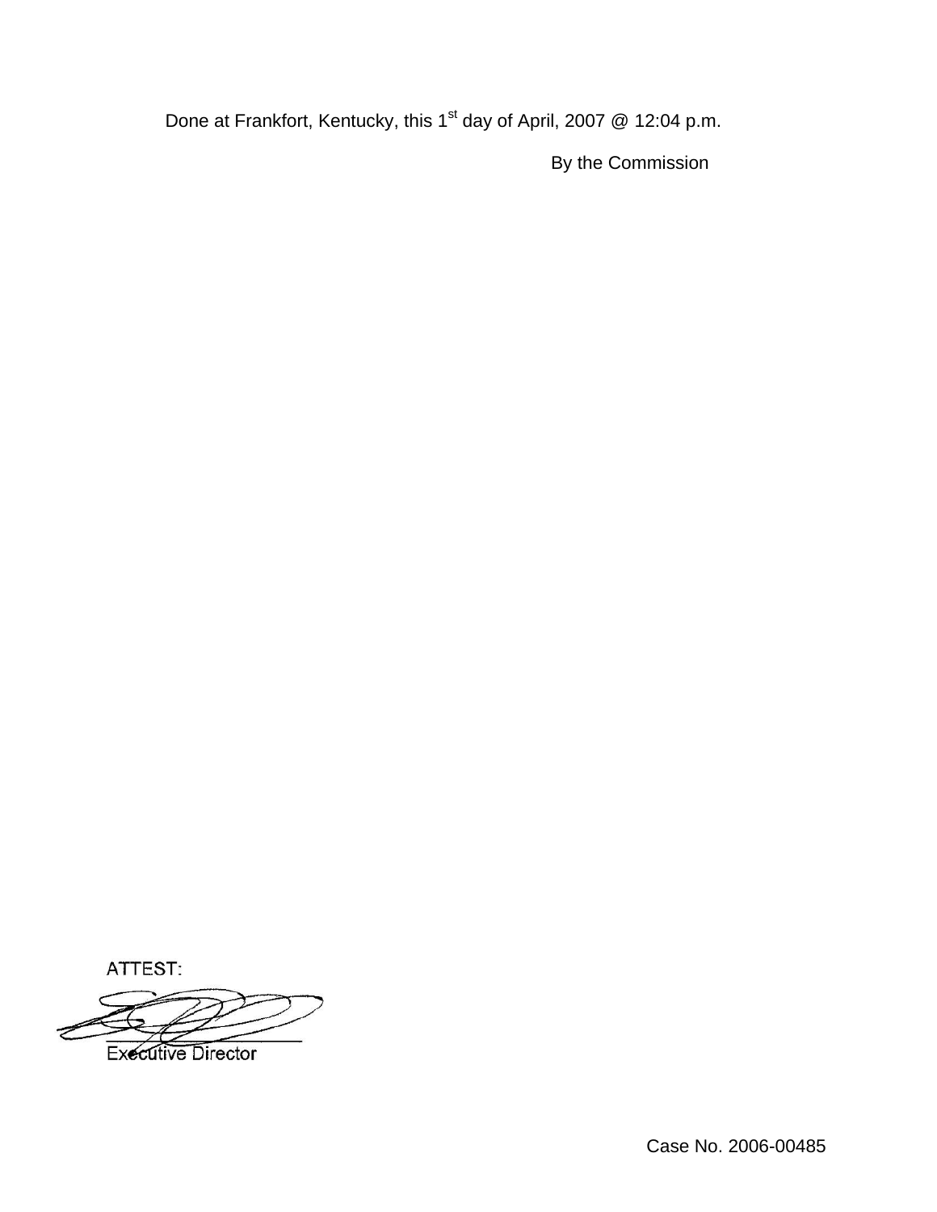Done at Frankfort, Kentucky, this 1st day of April, 2007 @ 12:04 p.m.

By the Commission

ATTEST:

Executive Director

Case No. 2006-00485